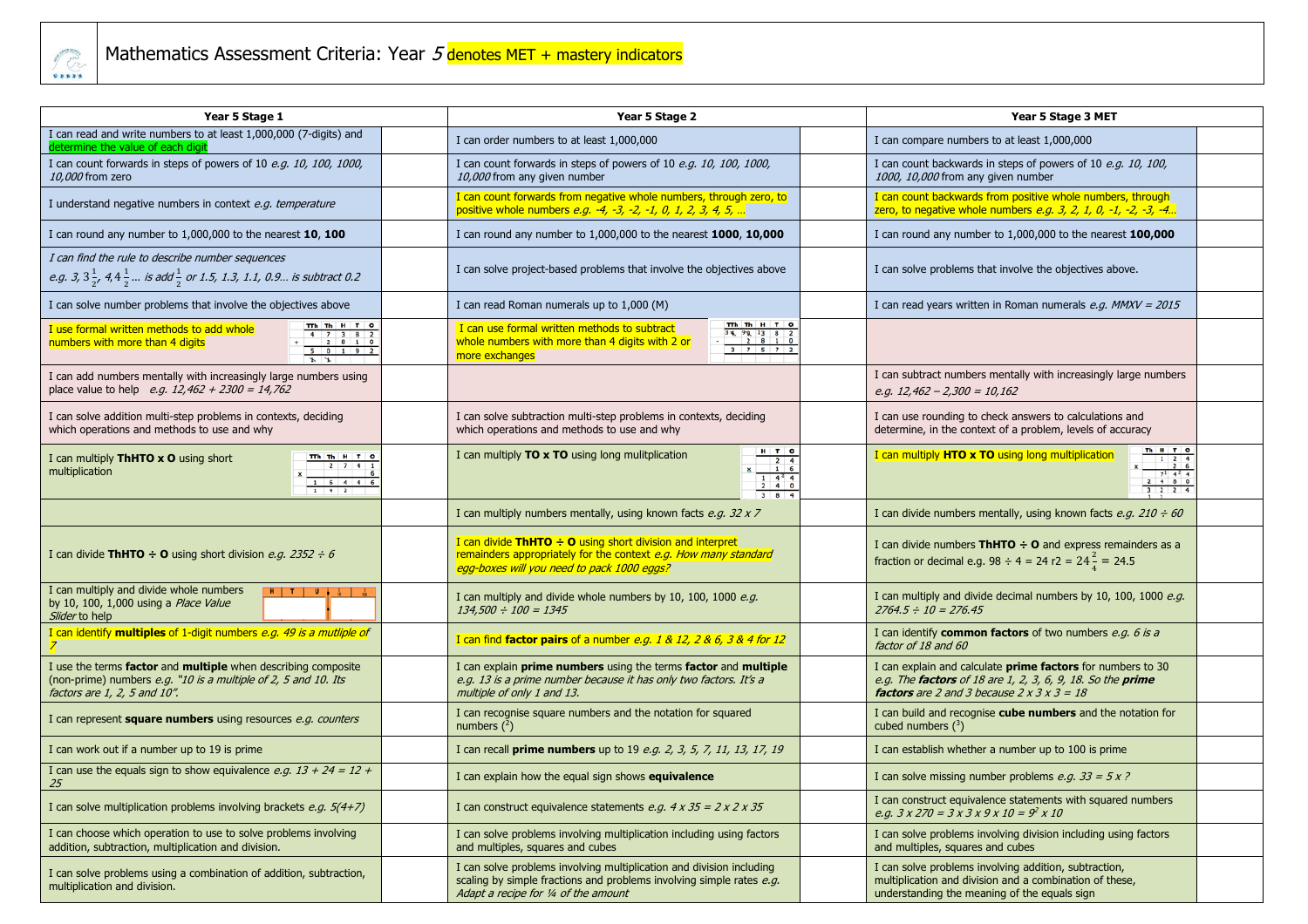# Mathematics Assessment Criteria: Year *5* denotes MET + mastery indicators

| Year 5 Stage 1 | | Year 5 Stage 2 | | Year 5 Stage 3 MET | |
|---|---|---|---|---|---|
| I can read and write numbers to at least 1,000,000 (7-digits) and determine the value of each digit | | I can order numbers to at least 1,000,000 | | I can compare numbers to at least 1,000,000 | |
| I can count forwards in steps of powers of 10 *e.g. 10, 100, 1000, 10,000* from zero | | I can count forwards in steps of powers of 10 *e.g. 10, 100, 1000, 10,000* from any given number | | I can count backwards in steps of powers of 10 *e.g. 10, 100, 1000, 10,000* from any given number | |
| I understand negative numbers in context *e.g. temperature* | | I can count forwards from negative whole numbers, through zero, to positive whole numbers *e.g. -4, -3, -2, -1, 0, 1, 2, 3, 4, 5, …* | | I can count backwards from positive whole numbers, through zero, to negative whole numbers *e.g. 3, 2, 1, 0, -1, -2, -3, -4…* | |
| I can round any number to 1,000,000 to the nearest **10**, **100** | | I can round any number to 1,000,000 to the nearest **1000**, **10,000** | | I can round any number to 1,000,000 to the nearest **100,000** | |
| *I can find the rule to describe number sequences e.g. 3, $3\frac{1}{2}$, 4, $4\frac{1}{2}$… is add $\frac{1}{2}$ or 1.5, 1.3, 1.1, 0.9… is subtract 0.2* | | I can solve project-based problems that involve the objectives above | | I can solve problems that involve the objectives above. | |
| I can solve number problems that involve the objectives above | | I can read Roman numerals up to 1,000 (M) | | I can read years written in Roman numerals *e.g. MMXV = 2015* | |
| I use formal written methods to add whole numbers with more than 4 digits (TTh Th H T O: 47382 + 2810 = 50192) | | I can use formal written methods to subtract whole numbers with more than 4 digits with 2 or more exchanges (TTh Th H T O: 40382 − 2810 = 37572) | | | |
| I can add numbers mentally with increasingly large numbers using place value to help *e.g. 12,462 + 2300 = 14,762* | | | | I can subtract numbers mentally with increasingly large numbers *e.g. 12,462 – 2,300 = 10,162* | |
| I can solve addition multi-step problems in contexts, deciding which operations and methods to use and why | | I can solve subtraction multi-step problems in contexts, deciding which operations and methods to use and why | | I can use rounding to check answers to calculations and determine, in the context of a problem, levels of accuracy | |
| I can multiply **ThHTO x O** using short multiplication (TTh Th H T O: 2741 × 6 = 16446) | | I can multiply **TO x TO** using long mulitplication (H T O: 24 × 16 = 144 + 240 = 384) | | I can multiply **HTO x TO** using long multiplication (Th H T O: 124 × 26 = 744 + 2480 = 3224) | |
| | | I can multiply numbers mentally, using known facts *e.g. 32 x 7* | | I can divide numbers mentally, using known facts *e.g. 210 ÷ 60* | |
| I can divide **ThHTO ÷ O** using short division *e.g. 2352 ÷ 6* | | I can divide **ThHTO ÷ O** using short division and interpret remainders appropriately for the context *e.g. How many standard egg-boxes will you need to pack 1000 eggs?* | | I can divide numbers **ThHTO ÷ O** and express remainders as a fraction or decimal e.g. 98 ÷ 4 = 24 r2 = $24\frac{2}{4}$ = 24.5 | |
| I can multiply and divide whole numbers by 10, 100, 1,000 using a *Place Value Slider* to help | | I can multiply and divide whole numbers by 10, 100, 1000 *e.g. 134,500 ÷ 100 = 1345* | | I can multiply and divide decimal numbers by 10, 100, 1000 *e.g. 2764.5 ÷ 10 = 276.45* | |
| I can identify **multiples** of 1-digit numbers *e.g. 49 is a mutliple of 7* | | I can find **factor pairs** of a number *e.g. 1 & 12, 2 & 6, 3 & 4 for 12* | | I can identify **common factors** of two numbers *e.g. 6 is a factor of 18 and 60* | |
| I use the terms **factor** and **multiple** when describing composite (non-prime) numbers *e.g. "10 is a multiple of 2, 5 and 10. Its factors are 1, 2, 5 and 10".* | | I can explain **prime numbers** using the terms **factor** and **multiple** *e.g. 13 is a prime number because it has only two factors. It's a multiple of only 1 and 13.* | | I can explain and calculate **prime factors** for numbers to 30 *e.g. The **factors** of 18 are 1, 2, 3, 6, 9, 18. So the **prime factors** are 2 and 3 because 2 x 3 x 3 = 18* | |
| I can represent **square numbers** using resources *e.g. counters* | | I can recognise square numbers and the notation for squared numbers ($^2$) | | I can build and recognise **cube numbers** and the notation for cubed numbers ($^3$) | |
| I can work out if a number up to 19 is prime | | I can recall **prime numbers** up to 19 *e.g. 2, 3, 5, 7, 11, 13, 17, 19* | | I can establish whether a number up to 100 is prime | |
| I can use the equals sign to show equivalence *e.g. 13 + 24 = 12 + 25* | | I can explain how the equal sign shows **equivalence** | | I can solve missing number problems *e.g. 33 = 5 x ?* | |
| I can solve multiplication problems involving brackets *e.g. 5(4+7)* | | I can construct equivalence statements *e.g. 4 x 35 = 2 x 2 x 35* | | I can construct equivalence statements with squared numbers *e.g. 3 x 270 = 3 x 3 x 9 x 10 = $9^2$ x 10* | |
| I can choose which operation to use to solve problems involving addition, subtraction, multiplication and division. | | I can solve problems involving multiplication including using factors and multiples, squares and cubes | | I can solve problems involving division including using factors and multiples, squares and cubes | |
| I can solve problems using a combination of addition, subtraction, multiplication and division. | | I can solve problems involving multiplication and division including scaling by simple fractions and problems involving simple rates *e.g. Adapt a recipe for ¼ of the amount* | | I can solve problems involving addition, subtraction, multiplication and division and a combination of these, understanding the meaning of the equals sign | |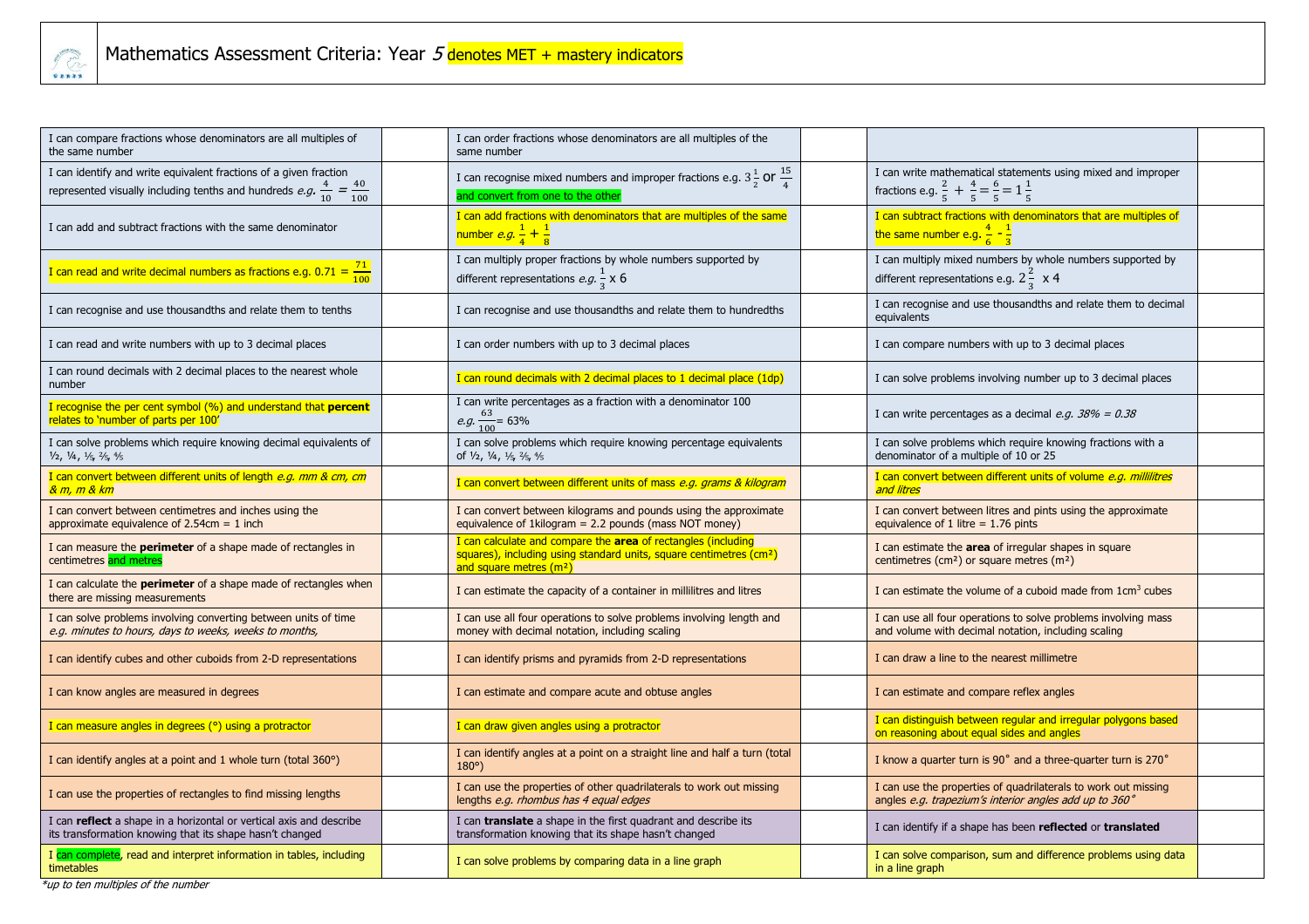# Mathematics Assessment Criteria: Year *5* denotes MET + mastery indicators

| | | | | | |
|---|---|---|---|---|---|
| I can compare fractions whose denominators are all multiples of the same number | | I can order fractions whose denominators are all multiples of the same number | | | |
| I can identify and write equivalent fractions of a given fraction represented visually including tenths and hundreds *e.g.* $\frac{4}{10} = \frac{40}{100}$ | | I can recognise mixed numbers and improper fractions e.g. $3\frac{1}{2}$ or $\frac{15}{4}$ and convert from one to the other | | I can write mathematical statements using mixed and improper fractions e.g. $\frac{2}{5} + \frac{4}{5} = \frac{6}{5} = 1\frac{1}{5}$ | |
| I can add and subtract fractions with the same denominator | | I can add fractions with denominators that are multiples of the same number *e.g.* $\frac{1}{4} + \frac{1}{8}$ | | I can subtract fractions with denominators that are multiples of the same number e.g. $\frac{4}{6} - \frac{1}{3}$ | |
| I can read and write decimal numbers as fractions e.g. $0.71 = \frac{71}{100}$ | | I can multiply proper fractions by whole numbers supported by different representations *e.g.* $\frac{1}{3}$ x 6 | | I can multiply mixed numbers by whole numbers supported by different representations e.g. $2\frac{2}{3}$ x 4 | |
| I can recognise and use thousandths and relate them to tenths | | I can recognise and use thousandths and relate them to hundredths | | I can recognise and use thousandths and relate them to decimal equivalents | |
| I can read and write numbers with up to 3 decimal places | | I can order numbers with up to 3 decimal places | | I can compare numbers with up to 3 decimal places | |
| I can round decimals with 2 decimal places to the nearest whole number | | I can round decimals with 2 decimal places to 1 decimal place (1dp) | | I can solve problems involving number up to 3 decimal places | |
| I recognise the per cent symbol (%) and understand that **percent** relates to 'number of parts per 100' | | I can write percentages as a fraction with a denominator 100 *e.g.* $\frac{63}{100}$= 63% | | I can write percentages as a decimal *e.g. 38% = 0.38* | |
| I can solve problems which require knowing decimal equivalents of ½, ¼, ⅕, ⅖, ⅘ | | I can solve problems which require knowing percentage equivalents of ½, ¼, ⅕, ⅖, ⅘ | | I can solve problems which require knowing fractions with a denominator of a multiple of 10 or 25 | |
| I can convert between different units of length *e.g. mm & cm, cm & m, m & km* | | I can convert between different units of mass *e.g. grams & kilogram* | | I can convert between different units of volume *e.g. millilitres and litres* | |
| I can convert between centimetres and inches using the approximate equivalence of 2.54cm = 1 inch | | I can convert between kilograms and pounds using the approximate equivalence of 1kilogram = 2.2 pounds (mass NOT money) | | I can convert between litres and pints using the approximate equivalence of 1 litre = 1.76 pints | |
| I can measure the **perimeter** of a shape made of rectangles in centimetres and metres | | I can calculate and compare the **area** of rectangles (including squares), including using standard units, square centimetres ($cm^2$) and square metres ($m^2$) | | I can estimate the **area** of irregular shapes in square centimetres ($cm^2$) or square metres ($m^2$) | |
| I can calculate the **perimeter** of a shape made of rectangles when there are missing measurements | | I can estimate the capacity of a container in millilitres and litres | | I can estimate the volume of a cuboid made from $1cm^3$ cubes | |
| I can solve problems involving converting between units of time *e.g. minutes to hours, days to weeks, weeks to months,* | | I can use all four operations to solve problems involving length and money with decimal notation, including scaling | | I can use all four operations to solve problems involving mass and volume with decimal notation, including scaling | |
| I can identify cubes and other cuboids from 2-D representations | | I can identify prisms and pyramids from 2-D representations | | I can draw a line to the nearest millimetre | |
| I can know angles are measured in degrees | | I can estimate and compare acute and obtuse angles | | I can estimate and compare reflex angles | |
| I can measure angles in degrees (°) using a protractor | | I can draw given angles using a protractor | | I can distinguish between regular and irregular polygons based on reasoning about equal sides and angles | |
| I can identify angles at a point and 1 whole turn (total 360°) | | I can identify angles at a point on a straight line and half a turn (total 180°) | | I know a quarter turn is 90˚ and a three-quarter turn is 270˚ | |
| I can use the properties of rectangles to find missing lengths | | I can use the properties of other quadrilaterals to work out missing lengths *e.g. rhombus has 4 equal edges* | | I can use the properties of quadrilaterals to work out missing angles *e.g. trapezium's interior angles add up to 360˚* | |
| I can **reflect** a shape in a horizontal or vertical axis and describe its transformation knowing that its shape hasn't changed | | I can **translate** a shape in the first quadrant and describe its transformation knowing that its shape hasn't changed | | I can identify if a shape has been **reflected** or **translated** | |
| I can complete, read and interpret information in tables, including timetables | | I can solve problems by comparing data in a line graph | | I can solve comparison, sum and difference problems using data in a line graph | |

*\*up to ten multiples of the number*